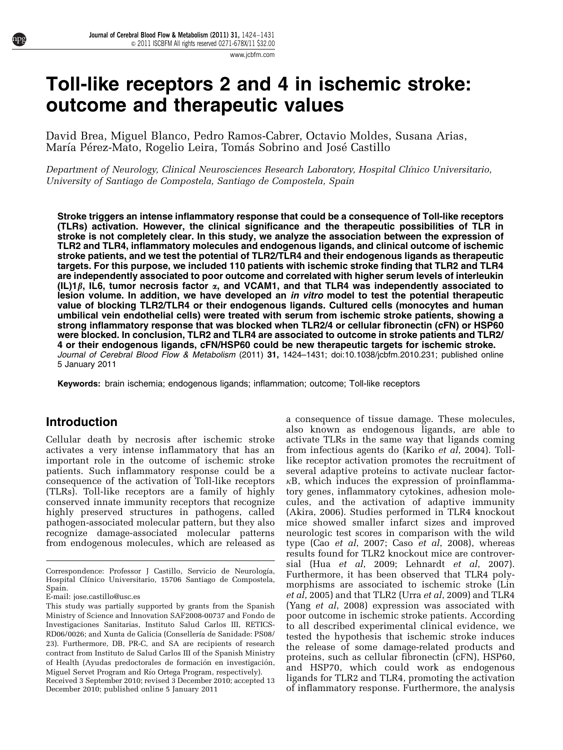# Toll-like receptors 2 and 4 in ischemic stroke: outcome and therapeutic values

David Brea, Miguel Blanco, Pedro Ramos-Cabrer, Octavio Moldes, Susana Arias, María Pérez-Mato, Rogelio Leira, Tomás Sobrino and José Castillo

*Department of Neurology, Clinical Neurosciences Research Laboratory, Hospital Clínico Universitario, University of Santiago de Compostela, Santiago de Compostela, Spain*

**Stroke triggers an intense inflammatory response that could be a consequence of Toll-like receptors (TLRs) activation. However, the clinical significance and the therapeutic possibilities of TLR in stroke is not completely clear. In this study, we analyze the association between the expression of TLR2 and TLR4, inflammatory molecules and endogenous ligands, and clinical outcome of ischemic stroke patients, and we test the potential of TLR2/TLR4 and their endogenous ligands as therapeutic targets. For this purpose, we included 110 patients with ischemic stroke finding that TLR2 and TLR4 are independently associated to poor outcome and correlated with higher serum levels of interleukin (IL)1$\beta$, IL6, tumor necrosis factor $\alpha$, and VCAM1, and that TLR4 was independently associated to lesion volume. In addition, we have developed an *in vitro* model to test the potential therapeutic value of blocking TLR2/TLR4 or their endogenous ligands. Cultured cells (monocytes and human umbilical vein endothelial cells) were treated with serum from ischemic stroke patients, showing a strong inflammatory response that was blocked when TLR2/4 or cellular fibronectin (cFN) or HSP60 were blocked. In conclusion, TLR2 and TLR4 are associated to outcome in stroke patients and TLR2/4 or their endogenous ligands, cFN/HSP60 could be new therapeutic targets for ischemic stroke.**
*Journal of Cerebral Blood Flow & Metabolism* (2011) **31,** 1424–1431; doi:10.1038/jcbfm.2010.231; published online 5 January 2011

**Keywords:** brain ischemia; endogenous ligands; inflammation; outcome; Toll-like receptors

## Introduction

Cellular death by necrosis after ischemic stroke activates a very intense inflammatory that has an important role in the outcome of ischemic stroke patients. Such inflammatory response could be a consequence of the activation of Toll-like receptors (TLRs). Toll-like receptors are a family of highly conserved innate immunity receptors that recognize highly preserved structures in pathogens, called pathogen-associated molecular pattern, but they also recognize damage-associated molecular patterns from endogenous molecules, which are released as a consequence of tissue damage. These molecules, also known as endogenous ligands, are able to activate TLRs in the same way that ligands coming from infectious agents do (Kariko *et al*, 2004). Toll-like receptor activation promotes the recruitment of several adaptive proteins to activate nuclear factor-$\kappa$B, which induces the expression of proinflammatory genes, inflammatory cytokines, adhesion molecules, and the activation of adaptive immunity (Akira, 2006). Studies performed in TLR4 knockout mice showed smaller infarct sizes and improved neurologic test scores in comparison with the wild type (Cao *et al*, 2007; Caso *et al*, 2008), whereas results found for TLR2 knockout mice are controversial (Hua *et al*, 2009; Lehnardt *et al*, 2007). Furthermore, it has been observed that TLR4 polymorphisms are associated to ischemic stroke (Lin *et al*, 2005) and that TLR2 (Urra *et al*, 2009) and TLR4 (Yang *et al*, 2008) expression was associated with poor outcome in ischemic stroke patients. According to all described experimental clinical evidence, we tested the hypothesis that ischemic stroke induces the release of some damage-related products and proteins, such as cellular fibronectin (cFN), HSP60, and HSP70, which could work as endogenous ligands for TLR2 and TLR4, promoting the activation of inflammatory response. Furthermore, the analysis

---

Correspondence: Professor J Castillo, Servicio de Neurología, Hospital Clínico Universitario, 15706 Santiago de Compostela, Spain.
E-mail: jose.castillo@usc.es

This study was partially supported by grants from the Spanish Ministry of Science and Innovation SAF2008-00737 and Fondo de Investigaciones Sanitarias, Instituto Salud Carlos III, RETICS-RD06/0026; and Xunta de Galicia (Consellería de Sanidade: PS08/23). Furthermore, DB, PR-C, and SA are recipients of research contract from Instituto de Salud Carlos III of the Spanish Ministry of Health (Ayudas predoctorales de formación en investigación, Miguel Servet Program and Río Ortega Program, respectively).

Received 3 September 2010; revised 3 December 2010; accepted 13 December 2010; published online 5 January 2011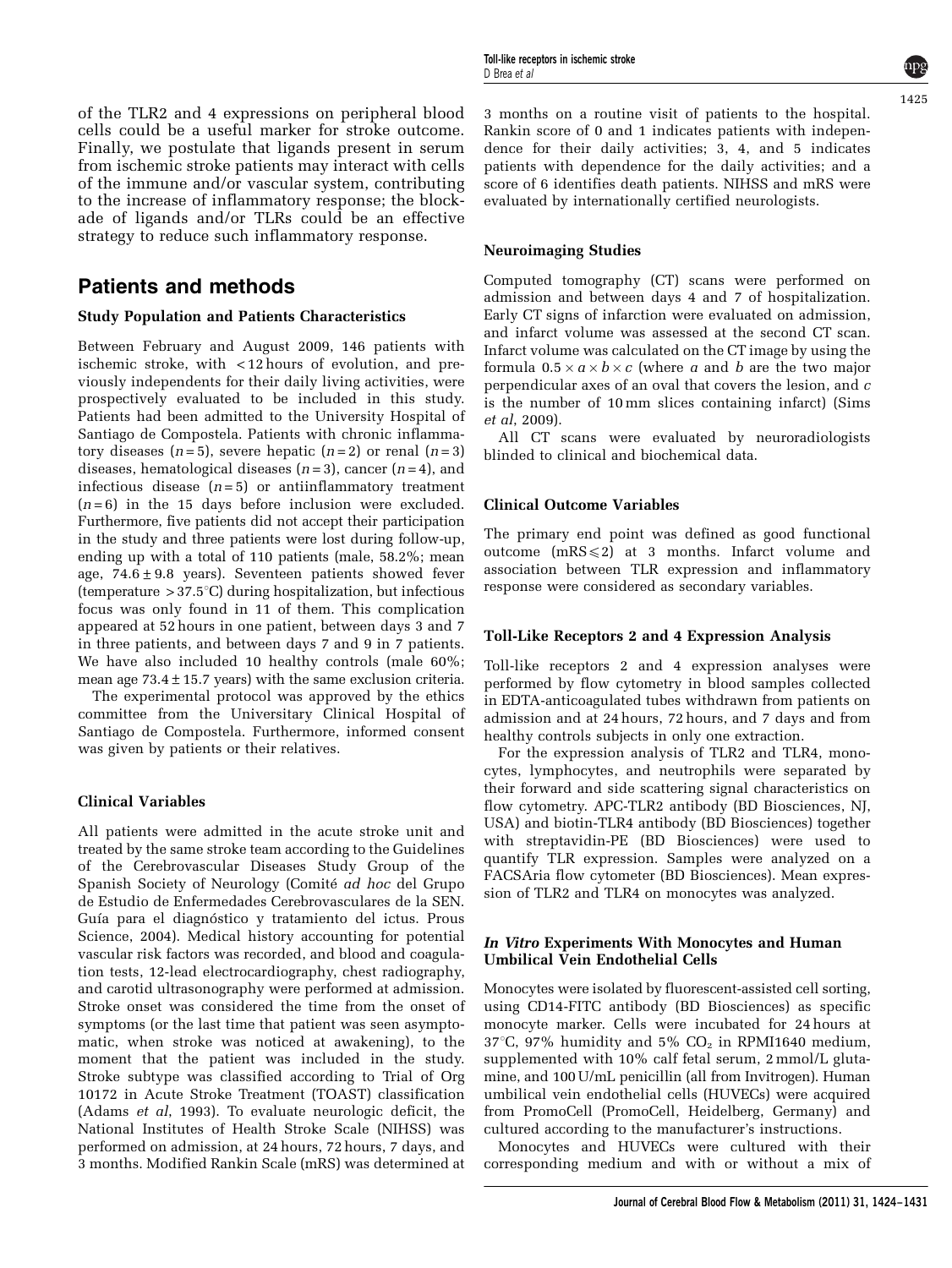of the TLR2 and 4 expressions on peripheral blood cells could be a useful marker for stroke outcome. Finally, we postulate that ligands present in serum from ischemic stroke patients may interact with cells of the immune and/or vascular system, contributing to the increase of inflammatory response; the blockade of ligands and/or TLRs could be an effective strategy to reduce such inflammatory response.

## Patients and methods

### Study Population and Patients Characteristics

Between February and August 2009, 146 patients with ischemic stroke, with $<12$ hours of evolution, and previously independents for their daily living activities, were prospectively evaluated to be included in this study. Patients had been admitted to the University Hospital of Santiago de Compostela. Patients with chronic inflammatory diseases ($n = 5$), severe hepatic ($n = 2$) or renal ($n = 3$) diseases, hematological diseases ($n = 3$), cancer ($n = 4$), and infectious disease ($n = 5$) or antiinflammatory treatment ($n = 6$) in the 15 days before inclusion were excluded. Furthermore, five patients did not accept their participation in the study and three patients were lost during follow-up, ending up with a total of 110 patients (male, 58.2%; mean age, $74.6 \pm 9.8$ years). Seventeen patients showed fever (temperature $>37.5°C$) during hospitalization, but infectious focus was only found in 11 of them. This complication appeared at 52 hours in one patient, between days 3 and 7 in three patients, and between days 7 and 9 in 7 patients. We have also included 10 healthy controls (male 60%; mean age $73.4 \pm 15.7$ years) with the same exclusion criteria.

The experimental protocol was approved by the ethics committee from the Universitary Clinical Hospital of Santiago de Compostela. Furthermore, informed consent was given by patients or their relatives.

### Clinical Variables

All patients were admitted in the acute stroke unit and treated by the same stroke team according to the Guidelines of the Cerebrovascular Diseases Study Group of the Spanish Society of Neurology (Comité *ad hoc* del Grupo de Estudio de Enfermedades Cerebrovasculares de la SEN. Guía para el diagnóstico y tratamiento del ictus. Prous Science, 2004). Medical history accounting for potential vascular risk factors was recorded, and blood and coagulation tests, 12-lead electrocardiography, chest radiography, and carotid ultrasonography were performed at admission. Stroke onset was considered the time from the onset of symptoms (or the last time that patient was seen asymptomatic, when stroke was noticed at awakening), to the moment that the patient was included in the study. Stroke subtype was classified according to Trial of Org 10172 in Acute Stroke Treatment (TOAST) classification (Adams *et al*, 1993). To evaluate neurologic deficit, the National Institutes of Health Stroke Scale (NIHSS) was performed on admission, at 24 hours, 72 hours, 7 days, and 3 months. Modified Rankin Scale (mRS) was determined at 3 months on a routine visit of patients to the hospital. Rankin score of 0 and 1 indicates patients with independence for their daily activities; 3, 4, and 5 indicates patients with dependence for the daily activities; and a score of 6 identifies death patients. NIHSS and mRS were evaluated by internationally certified neurologists.

### Neuroimaging Studies

Computed tomography (CT) scans were performed on admission and between days 4 and 7 of hospitalization. Early CT signs of infarction were evaluated on admission, and infarct volume was assessed at the second CT scan. Infarct volume was calculated on the CT image by using the formula $0.5 \times a \times b \times c$ (where $a$ and $b$ are the two major perpendicular axes of an oval that covers the lesion, and $c$ is the number of 10 mm slices containing infarct) (Sims *et al*, 2009).

All CT scans were evaluated by neuroradiologists blinded to clinical and biochemical data.

### Clinical Outcome Variables

The primary end point was defined as good functional outcome ($\text{mRS} \leqslant 2$) at 3 months. Infarct volume and association between TLR expression and inflammatory response were considered as secondary variables.

### Toll-Like Receptors 2 and 4 Expression Analysis

Toll-like receptors 2 and 4 expression analyses were performed by flow cytometry in blood samples collected in EDTA-anticoagulated tubes withdrawn from patients on admission and at 24 hours, 72 hours, and 7 days and from healthy controls subjects in only one extraction.

For the expression analysis of TLR2 and TLR4, monocytes, lymphocytes, and neutrophils were separated by their forward and side scattering signal characteristics on flow cytometry. APC-TLR2 antibody (BD Biosciences, NJ, USA) and biotin-TLR4 antibody (BD Biosciences) together with streptavidin-PE (BD Biosciences) were used to quantify TLR expression. Samples were analyzed on a FACSAria flow cytometer (BD Biosciences). Mean expression of TLR2 and TLR4 on monocytes was analyzed.

### *In Vitro* Experiments With Monocytes and Human Umbilical Vein Endothelial Cells

Monocytes were isolated by fluorescent-assisted cell sorting, using CD14-FITC antibody (BD Biosciences) as specific monocyte marker. Cells were incubated for 24 hours at 37°C, 97% humidity and 5% $CO_2$ in RPMI1640 medium, supplemented with 10% calf fetal serum, 2 mmol/L glutamine, and 100 U/mL penicillin (all from Invitrogen). Human umbilical vein endothelial cells (HUVECs) were acquired from PromoCell (PromoCell, Heidelberg, Germany) and cultured according to the manufacturer's instructions.

Monocytes and HUVECs were cultured with their corresponding medium and with or without a mix of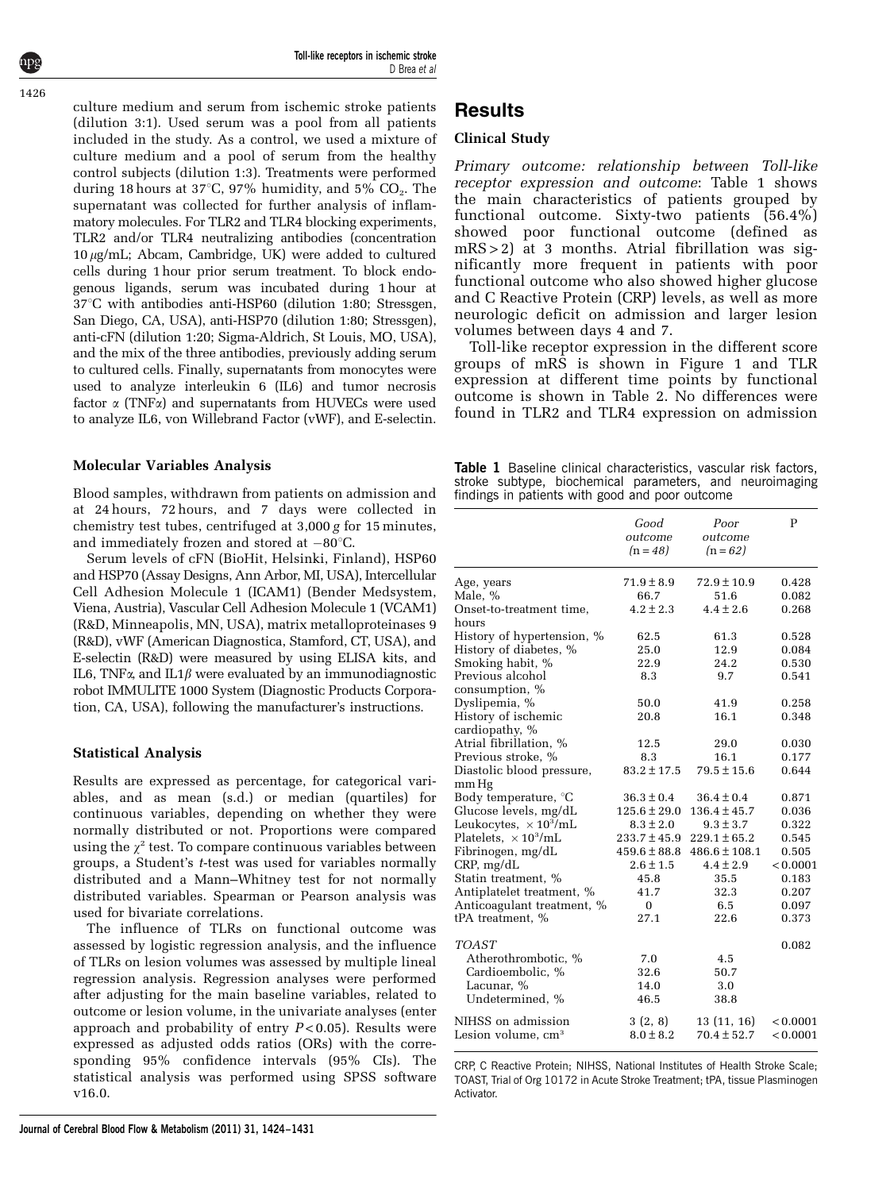culture medium and serum from ischemic stroke patients (dilution 3:1). Used serum was a pool from all patients included in the study. As a control, we used a mixture of culture medium and a pool of serum from the healthy control subjects (dilution 1:3). Treatments were performed during 18 hours at 37°C, 97% humidity, and 5% $CO_2$. The supernatant was collected for further analysis of inflammatory molecules. For TLR2 and TLR4 blocking experiments, TLR2 and/or TLR4 neutralizing antibodies (concentration 10 μg/mL; Abcam, Cambridge, UK) were added to cultured cells during 1 hour prior serum treatment. To block endogenous ligands, serum was incubated during 1 hour at 37°C with antibodies anti-HSP60 (dilution 1:80; Stressgen, San Diego, CA, USA), anti-HSP70 (dilution 1:80; Stressgen), anti-cFN (dilution 1:20; Sigma-Aldrich, St Louis, MO, USA), and the mix of the three antibodies, previously adding serum to cultured cells. Finally, supernatants from monocytes were used to analyze interleukin 6 (IL6) and tumor necrosis factor α (TNFα) and supernatants from HUVECs were used to analyze IL6, von Willebrand Factor (vWF), and E-selectin.

### Molecular Variables Analysis

Blood samples, withdrawn from patients on admission and at 24 hours, 72 hours, and 7 days were collected in chemistry test tubes, centrifuged at 3,000 *g* for 15 minutes, and immediately frozen and stored at −80°C.

Serum levels of cFN (BioHit, Helsinki, Finland), HSP60 and HSP70 (Assay Designs, Ann Arbor, MI, USA), Intercellular Cell Adhesion Molecule 1 (ICAM1) (Bender Medsystem, Viena, Austria), Vascular Cell Adhesion Molecule 1 (VCAM1) (R&D, Minneapolis, MN, USA), matrix metalloproteinases 9 (R&D), vWF (American Diagnostica, Stamford, CT, USA), and E-selectin (R&D) were measured by using ELISA kits, and IL6, TNFα, and IL1β were evaluated by an immunodiagnostic robot IMMULITE 1000 System (Diagnostic Products Corporation, CA, USA), following the manufacturer's instructions.

### Statistical Analysis

Results are expressed as percentage, for categorical variables, and as mean (s.d.) or median (quartiles) for continuous variables, depending on whether they were normally distributed or not. Proportions were compared using the $\chi^2$ test. To compare continuous variables between groups, a Student's *t*-test was used for variables normally distributed and a Mann–Whitney test for not normally distributed variables. Spearman or Pearson analysis was used for bivariate correlations.

The influence of TLRs on functional outcome was assessed by logistic regression analysis, and the influence of TLRs on lesion volumes was assessed by multiple lineal regression analysis. Regression analyses were performed after adjusting for the main baseline variables, related to outcome or lesion volume, in the univariate analyses (enter approach and probability of entry $P < 0.05$). Results were expressed as adjusted odds ratios (ORs) with the corresponding 95% confidence intervals (95% CIs). The statistical analysis was performed using SPSS software v16.0.

## Results

### Clinical Study

*Primary outcome: relationship between Toll-like receptor expression and outcome*: Table 1 shows the main characteristics of patients grouped by functional outcome. Sixty-two patients (56.4%) showed poor functional outcome (defined as mRS > 2) at 3 months. Atrial fibrillation was significantly more frequent in patients with poor functional outcome who also showed higher glucose and C Reactive Protein (CRP) levels, as well as more neurologic deficit on admission and larger lesion volumes between days 4 and 7.

Toll-like receptor expression in the different score groups of mRS is shown in Figure 1 and TLR expression at different time points by functional outcome is shown in Table 2. No differences were found in TLR2 and TLR4 expression on admission

**Table 1** Baseline clinical characteristics, vascular risk factors, stroke subtype, biochemical parameters, and neuroimaging findings in patients with good and poor outcome

| | *Good outcome (n = 48)* | *Poor outcome (n = 62)* | P |
|---|---|---|---|
| Age, years | 71.9 ± 8.9 | 72.9 ± 10.9 | 0.428 |
| Male, % | 66.7 | 51.6 | 0.082 |
| Onset-to-treatment time, hours | 4.2 ± 2.3 | 4.4 ± 2.6 | 0.268 |
| History of hypertension, % | 62.5 | 61.3 | 0.528 |
| History of diabetes, % | 25.0 | 12.9 | 0.084 |
| Smoking habit, % | 22.9 | 24.2 | 0.530 |
| Previous alcohol consumption, % | 8.3 | 9.7 | 0.541 |
| Dyslipemia, % | 50.0 | 41.9 | 0.258 |
| History of ischemic cardiopathy, % | 20.8 | 16.1 | 0.348 |
| Atrial fibrillation, % | 12.5 | 29.0 | 0.030 |
| Previous stroke, % | 8.3 | 16.1 | 0.177 |
| Diastolic blood pressure, mm Hg | 83.2 ± 17.5 | 79.5 ± 15.6 | 0.644 |
| Body temperature, °C | 36.3 ± 0.4 | 36.4 ± 0.4 | 0.871 |
| Glucose levels, mg/dL | 125.6 ± 29.0 | 136.4 ± 45.7 | 0.036 |
| Leukocytes, $\times 10^3$/mL | 8.3 ± 2.0 | 9.3 ± 3.7 | 0.322 |
| Platelets, $\times 10^3$/mL | 233.7 ± 45.9 | 229.1 ± 65.2 | 0.545 |
| Fibrinogen, mg/dL | 459.6 ± 88.8 | 486.6 ± 108.1 | 0.505 |
| CRP, mg/dL | 2.6 ± 1.5 | 4.4 ± 2.9 | < 0.0001 |
| Statin treatment, % | 45.8 | 35.5 | 0.183 |
| Antiplatelet treatment, % | 41.7 | 32.3 | 0.207 |
| Anticoagulant treatment, % | 0 | 6.5 | 0.097 |
| tPA treatment, % | 27.1 | 22.6 | 0.373 |
| *TOAST* | | | 0.082 |
| Atherothrombotic, % | 7.0 | 4.5 | |
| Cardioembolic, % | 32.6 | 50.7 | |
| Lacunar, % | 14.0 | 3.0 | |
| Undetermined, % | 46.5 | 38.8 | |
| NIHSS on admission | 3 (2, 8) | 13 (11, 16) | < 0.0001 |
| Lesion volume, $cm^3$ | 8.0 ± 8.2 | 70.4 ± 52.7 | < 0.0001 |

CRP, C Reactive Protein; NIHSS, National Institutes of Health Stroke Scale; TOAST, Trial of Org 10172 in Acute Stroke Treatment; tPA, tissue Plasminogen Activator.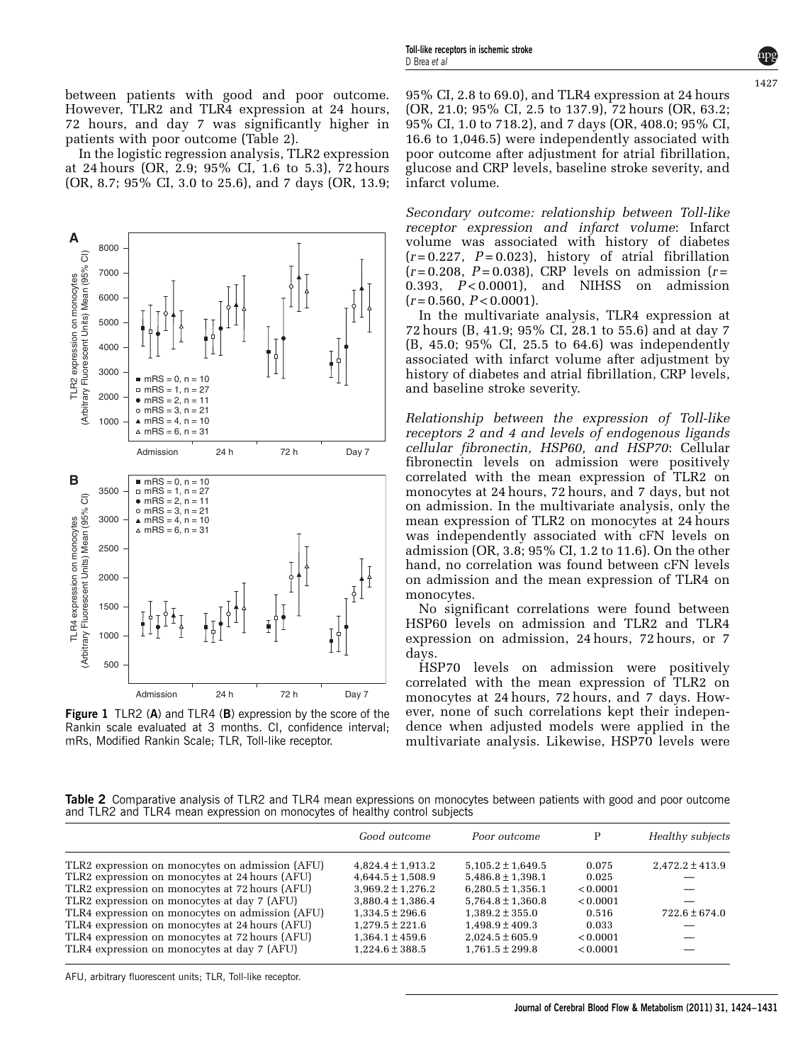between patients with good and poor outcome. However, TLR2 and TLR4 expression at 24 hours, 72 hours, and day 7 was significantly higher in patients with poor outcome (Table 2).

In the logistic regression analysis, TLR2 expression at 24 hours (OR, 2.9; 95% CI, 1.6 to 5.3), 72 hours (OR, 8.7; 95% CI, 3.0 to 25.6), and 7 days (OR, 13.9; 95% CI, 2.8 to 69.0), and TLR4 expression at 24 hours (OR, 21.0; 95% CI, 2.5 to 137.9), 72 hours (OR, 63.2; 95% CI, 1.0 to 718.2), and 7 days (OR, 408.0; 95% CI, 16.6 to 1,046.5) were independently associated with poor outcome after adjustment for atrial fibrillation, glucose and CRP levels, baseline stroke severity, and infarct volume.

**Figure 1** TLR2 (**A**) and TLR4 (**B**) expression by the score of the Rankin scale evaluated at 3 months. CI, confidence interval; mRs, Modified Rankin Scale; TLR, Toll-like receptor.

*Secondary outcome: relationship between Toll-like receptor expression and infarct volume*: Infarct volume was associated with history of diabetes ($r=0.227$, $P=0.023$), history of atrial fibrillation ($r=0.208$, $P=0.038$), CRP levels on admission ($r=0.393$, $P<0.0001$), and NIHSS on admission ($r=0.560$, $P<0.0001$).

In the multivariate analysis, TLR4 expression at 72 hours (B, 41.9; 95% CI, 28.1 to 55.6) and at day 7 (B, 45.0; 95% CI, 25.5 to 64.6) was independently associated with infarct volume after adjustment by history of diabetes and atrial fibrillation, CRP levels, and baseline stroke severity.

*Relationship between the expression of Toll-like receptors 2 and 4 and levels of endogenous ligands cellular fibronectin, HSP60, and HSP70*: Cellular fibronectin levels on admission were positively correlated with the mean expression of TLR2 on monocytes at 24 hours, 72 hours, and 7 days, but not on admission. In the multivariate analysis, only the mean expression of TLR2 on monocytes at 24 hours was independently associated with cFN levels on admission (OR, 3.8; 95% CI, 1.2 to 11.6). On the other hand, no correlation was found between cFN levels on admission and the mean expression of TLR4 on monocytes.

No significant correlations were found between HSP60 levels on admission and TLR2 and TLR4 expression on admission, 24 hours, 72 hours, or 7 days.

HSP70 levels on admission were positively correlated with the mean expression of TLR2 on monocytes at 24 hours, 72 hours, and 7 days. However, none of such correlations kept their independence when adjusted models were applied in the multivariate analysis. Likewise, HSP70 levels were

**Table 2** Comparative analysis of TLR2 and TLR4 mean expressions on monocytes between patients with good and poor outcome and TLR2 and TLR4 mean expression on monocytes of healthy control subjects

| | *Good outcome* | *Poor outcome* | P | *Healthy subjects* |
|---|---|---|---|---|
| TLR2 expression on monocytes on admission (AFU) | 4,824.4 ± 1,913.2 | 5,105.2 ± 1,649.5 | 0.075 | 2,472.2 ± 413.9 |
| TLR2 expression on monocytes at 24 hours (AFU) | 4,644.5 ± 1,508.9 | 5,486.8 ± 1,398.1 | 0.025 | — |
| TLR2 expression on monocytes at 72 hours (AFU) | 3,969.2 ± 1,276.2 | 6,280.5 ± 1,356.1 | < 0.0001 | — |
| TLR2 expression on monocytes at day 7 (AFU) | 3,880.4 ± 1,386.4 | 5,764.8 ± 1,360.8 | < 0.0001 | — |
| TLR4 expression on monocytes on admission (AFU) | 1,334.5 ± 296.6 | 1,389.2 ± 355.0 | 0.516 | 722.6 ± 674.0 |
| TLR4 expression on monocytes at 24 hours (AFU) | 1,279.5 ± 221.6 | 1,498.9 ± 409.3 | 0.033 | — |
| TLR4 expression on monocytes at 72 hours (AFU) | 1,364.1 ± 459.6 | 2,024.5 ± 605.9 | < 0.0001 | — |
| TLR4 expression on monocytes at day 7 (AFU) | 1,224.6 ± 388.5 | 1,761.5 ± 299.8 | < 0.0001 | — |

AFU, arbitrary fluorescent units; TLR, Toll-like receptor.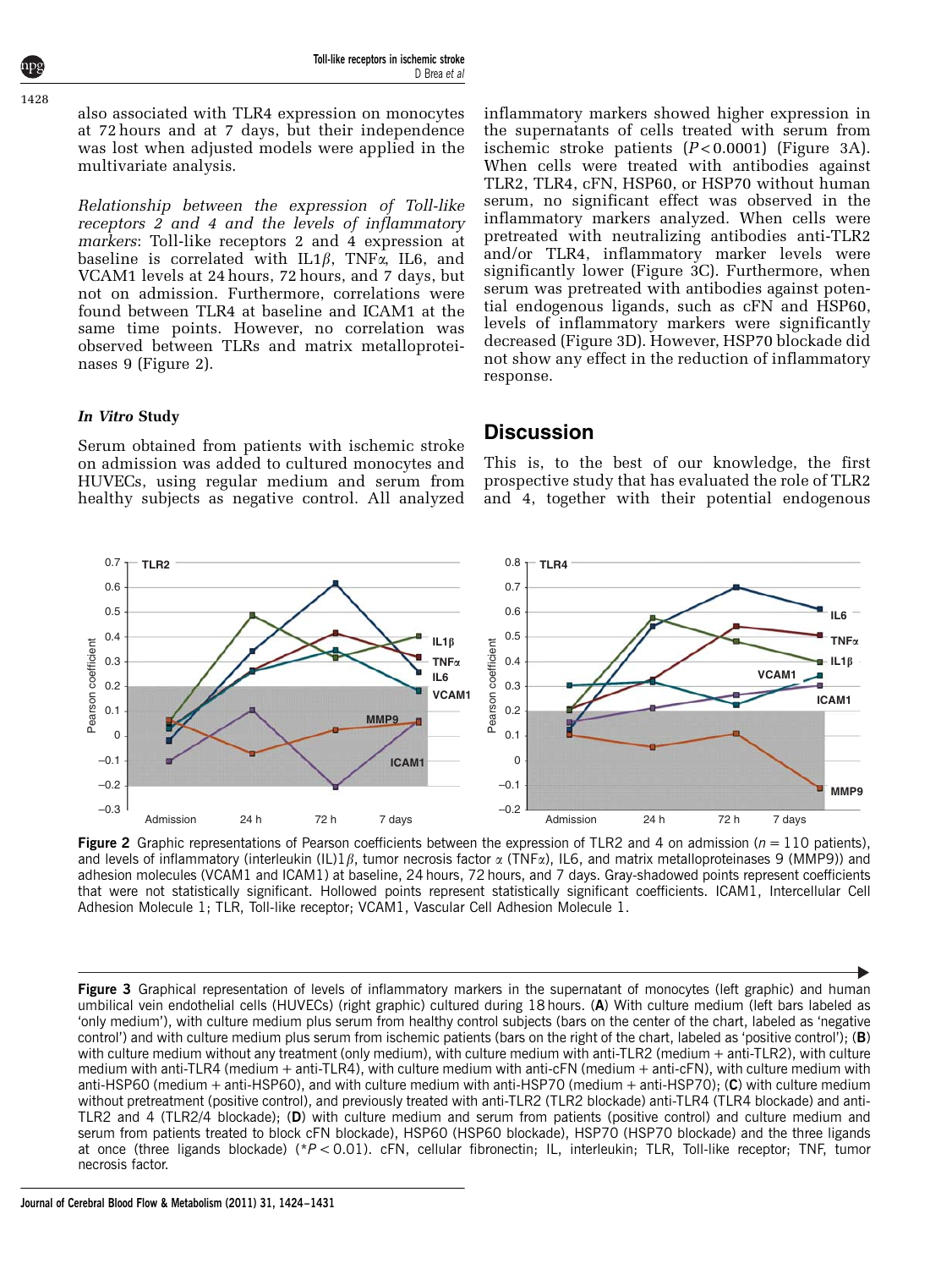also associated with TLR4 expression on monocytes at 72 hours and at 7 days, but their independence was lost when adjusted models were applied in the multivariate analysis.

*Relationship between the expression of Toll-like receptors 2 and 4 and the levels of inflammatory markers*: Toll-like receptors 2 and 4 expression at baseline is correlated with IL1$\beta$, TNF$\alpha$, IL6, and VCAM1 levels at 24 hours, 72 hours, and 7 days, but not on admission. Furthermore, correlations were found between TLR4 at baseline and ICAM1 at the same time points. However, no correlation was observed between TLRs and matrix metalloproteinases 9 (Figure 2).

### *In Vitro* Study

Serum obtained from patients with ischemic stroke on admission was added to cultured monocytes and HUVECs, using regular medium and serum from healthy subjects as negative control. All analyzed inflammatory markers showed higher expression in the supernatants of cells treated with serum from ischemic stroke patients ($P<0.0001$) (Figure 3A). When cells were treated with antibodies against TLR2, TLR4, cFN, HSP60, or HSP70 without human serum, no significant effect was observed in the inflammatory markers analyzed. When cells were pretreated with neutralizing antibodies anti-TLR2 and/or TLR4, inflammatory marker levels were significantly lower (Figure 3C). Furthermore, when serum was pretreated with antibodies against potential endogenous ligands, such as cFN and HSP60, levels of inflammatory markers were significantly decreased (Figure 3D). However, HSP70 blockade did not show any effect in the reduction of inflammatory response.

## Discussion

This is, to the best of our knowledge, the first prospective study that has evaluated the role of TLR2 and 4, together with their potential endogenous

**Figure 2** Graphic representations of Pearson coefficients between the expression of TLR2 and 4 on admission ($n=110$ patients), and levels of inflammatory (interleukin (IL)1$\beta$, tumor necrosis factor $\alpha$ (TNF$\alpha$), IL6, and matrix metalloproteinases 9 (MMP9)) and adhesion molecules (VCAM1 and ICAM1) at baseline, 24 hours, 72 hours, and 7 days. Gray-shadowed points represent coefficients that were not statistically significant. Hollowed points represent statistically significant coefficients. ICAM1, Intercellular Cell Adhesion Molecule 1; TLR, Toll-like receptor; VCAM1, Vascular Cell Adhesion Molecule 1.

**Figure 3** Graphical representation of levels of inflammatory markers in the supernatant of monocytes (left graphic) and human umbilical vein endothelial cells (HUVECs) (right graphic) cultured during 18 hours. (**A**) With culture medium (left bars labeled as 'only medium'), with culture medium plus serum from healthy control subjects (bars on the center of the chart, labeled as 'negative control') and with culture medium plus serum from ischemic patients (bars on the right of the chart, labeled as 'positive control'); (**B**) with culture medium without any treatment (only medium), with culture medium with anti-TLR2 (medium + anti-TLR2), with culture medium with anti-TLR4 (medium + anti-TLR4), with culture medium with anti-cFN (medium + anti-cFN), with culture medium with anti-HSP60 (medium + anti-HSP60), and with culture medium with anti-HSP70 (medium + anti-HSP70); (**C**) with culture medium without pretreatment (positive control), and previously treated with anti-TLR2 (TLR2 blockade) anti-TLR4 (TLR4 blockade) and anti-TLR2 and 4 (TLR2/4 blockade); (**D**) with culture medium and serum from patients (positive control) and culture medium and serum from patients treated to block cFN blockade), HSP60 (HSP60 blockade), HSP70 (HSP70 blockade) and the three ligands at once (three ligands blockade) (*$P<0.01$). cFN, cellular fibronectin; IL, interleukin; TLR, Toll-like receptor; TNF, tumor necrosis factor.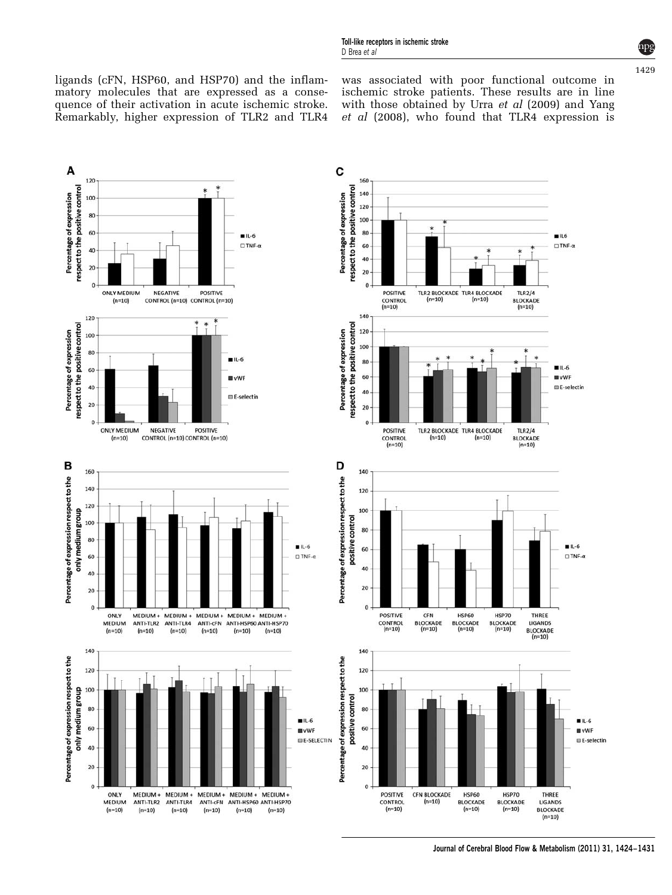ligands (cFN, HSP60, and HSP70) and the inflammatory molecules that are expressed as a consequence of their activation in acute ischemic stroke. Remarkably, higher expression of TLR2 and TLR4 was associated with poor functional outcome in ischemic stroke patients. These results are in line with those obtained by Urra *et al* (2009) and Yang *et al* (2008), who found that TLR4 expression is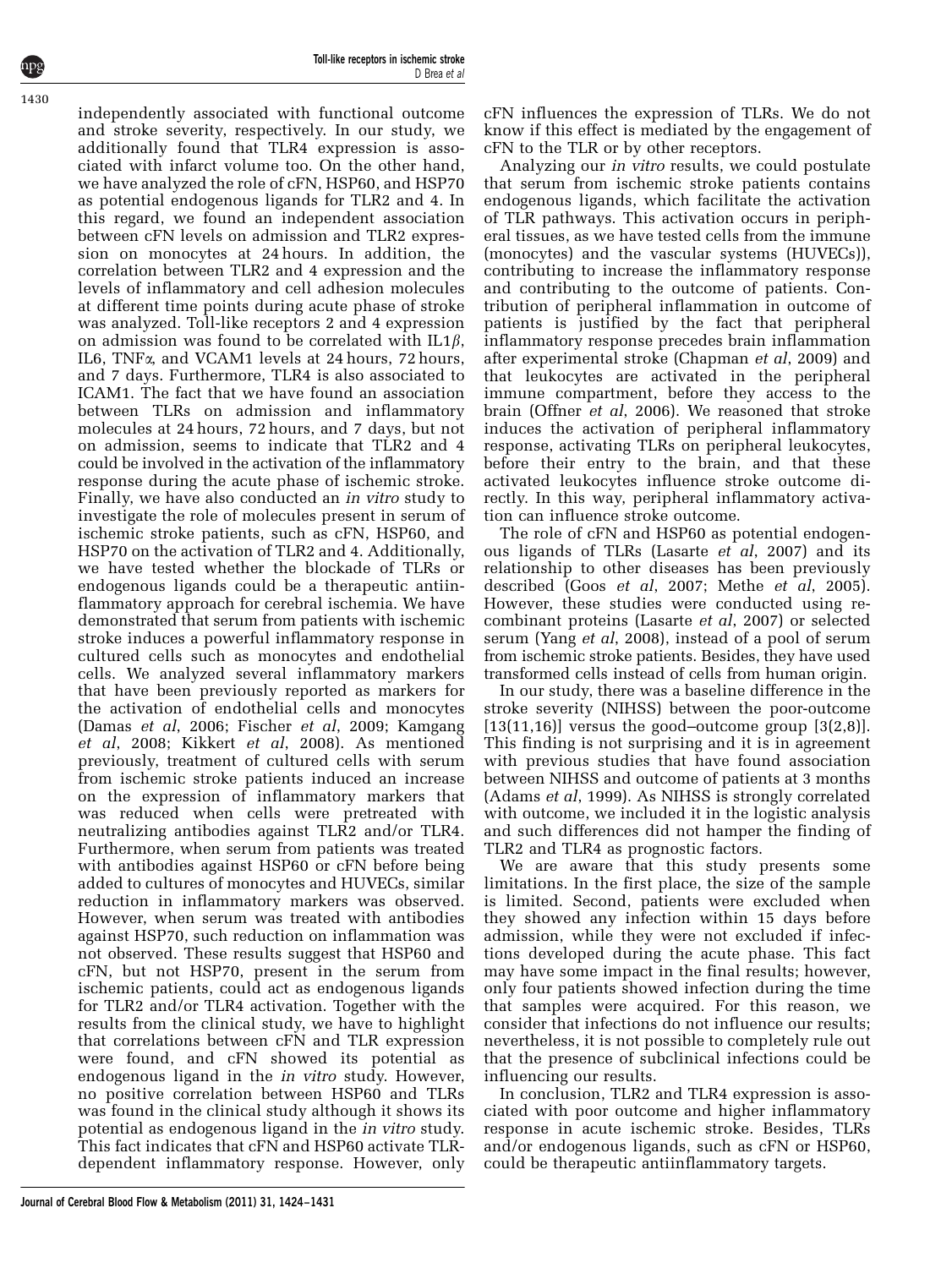independently associated with functional outcome and stroke severity, respectively. In our study, we additionally found that TLR4 expression is associated with infarct volume too. On the other hand, we have analyzed the role of cFN, HSP60, and HSP70 as potential endogenous ligands for TLR2 and 4. In this regard, we found an independent association between cFN levels on admission and TLR2 expression on monocytes at 24 hours. In addition, the correlation between TLR2 and 4 expression and the levels of inflammatory and cell adhesion molecules at different time points during acute phase of stroke was analyzed. Toll-like receptors 2 and 4 expression on admission was found to be correlated with IL1$\beta$, IL6, TNF$\alpha$, and VCAM1 levels at 24 hours, 72 hours, and 7 days. Furthermore, TLR4 is also associated to ICAM1. The fact that we have found an association between TLRs on admission and inflammatory molecules at 24 hours, 72 hours, and 7 days, but not on admission, seems to indicate that TLR2 and 4 could be involved in the activation of the inflammatory response during the acute phase of ischemic stroke. Finally, we have also conducted an *in vitro* study to investigate the role of molecules present in serum of ischemic stroke patients, such as cFN, HSP60, and HSP70 on the activation of TLR2 and 4. Additionally, we have tested whether the blockade of TLRs or endogenous ligands could be a therapeutic antiinflammatory approach for cerebral ischemia. We have demonstrated that serum from patients with ischemic stroke induces a powerful inflammatory response in cultured cells such as monocytes and endothelial cells. We analyzed several inflammatory markers that have been previously reported as markers for the activation of endothelial cells and monocytes (Damas *et al*, 2006; Fischer *et al*, 2009; Kamgang *et al*, 2008; Kikkert *et al*, 2008). As mentioned previously, treatment of cultured cells with serum from ischemic stroke patients induced an increase on the expression of inflammatory markers that was reduced when cells were pretreated with neutralizing antibodies against TLR2 and/or TLR4. Furthermore, when serum from patients was treated with antibodies against HSP60 or cFN before being added to cultures of monocytes and HUVECs, similar reduction in inflammatory markers was observed. However, when serum was treated with antibodies against HSP70, such reduction on inflammation was not observed. These results suggest that HSP60 and cFN, but not HSP70, present in the serum from ischemic patients, could act as endogenous ligands for TLR2 and/or TLR4 activation. Together with the results from the clinical study, we have to highlight that correlations between cFN and TLR expression were found, and cFN showed its potential as endogenous ligand in the *in vitro* study. However, no positive correlation between HSP60 and TLRs was found in the clinical study although it shows its potential as endogenous ligand in the *in vitro* study. This fact indicates that cFN and HSP60 activate TLR-dependent inflammatory response. However, only cFN influences the expression of TLRs. We do not know if this effect is mediated by the engagement of cFN to the TLR or by other receptors.

Analyzing our *in vitro* results, we could postulate that serum from ischemic stroke patients contains endogenous ligands, which facilitate the activation of TLR pathways. This activation occurs in peripheral tissues, as we have tested cells from the immune (monocytes) and the vascular systems (HUVECs)), contributing to increase the inflammatory response and contributing to the outcome of patients. Contribution of peripheral inflammation in outcome of patients is justified by the fact that peripheral inflammatory response precedes brain inflammation after experimental stroke (Chapman *et al*, 2009) and that leukocytes are activated in the peripheral immune compartment, before they access to the brain (Offner *et al*, 2006). We reasoned that stroke induces the activation of peripheral inflammatory response, activating TLRs on peripheral leukocytes, before their entry to the brain, and that these activated leukocytes influence stroke outcome directly. In this way, peripheral inflammatory activation can influence stroke outcome.

The role of cFN and HSP60 as potential endogenous ligands of TLRs (Lasarte *et al*, 2007) and its relationship to other diseases has been previously described (Goos *et al*, 2007; Methe *et al*, 2005). However, these studies were conducted using recombinant proteins (Lasarte *et al*, 2007) or selected serum (Yang *et al*, 2008), instead of a pool of serum from ischemic stroke patients. Besides, they have used transformed cells instead of cells from human origin.

In our study, there was a baseline difference in the stroke severity (NIHSS) between the poor-outcome [13(11,16)] versus the good–outcome group [3(2,8)]. This finding is not surprising and it is in agreement with previous studies that have found association between NIHSS and outcome of patients at 3 months (Adams *et al*, 1999). As NIHSS is strongly correlated with outcome, we included it in the logistic analysis and such differences did not hamper the finding of TLR2 and TLR4 as prognostic factors.

We are aware that this study presents some limitations. In the first place, the size of the sample is limited. Second, patients were excluded when they showed any infection within 15 days before admission, while they were not excluded if infections developed during the acute phase. This fact may have some impact in the final results; however, only four patients showed infection during the time that samples were acquired. For this reason, we consider that infections do not influence our results; nevertheless, it is not possible to completely rule out that the presence of subclinical infections could be influencing our results.

In conclusion, TLR2 and TLR4 expression is associated with poor outcome and higher inflammatory response in acute ischemic stroke. Besides, TLRs and/or endogenous ligands, such as cFN or HSP60, could be therapeutic antiinflammatory targets.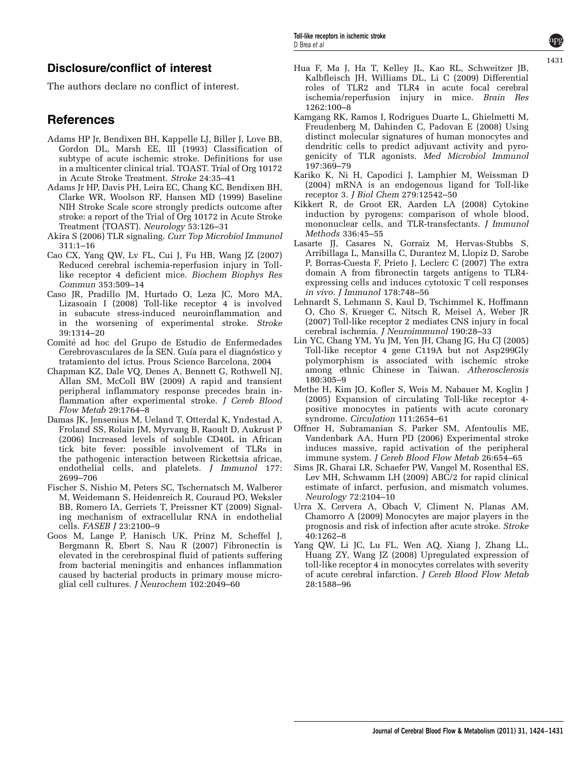## Disclosure/conflict of interest

The authors declare no conflict of interest.

## References

Adams HP Jr, Bendixen BH, Kappelle LJ, Biller J, Love BB, Gordon DL, Marsh EE, III (1993) Classification of subtype of acute ischemic stroke. Definitions for use in a multicenter clinical trial. TOAST. Trial of Org 10172 in Acute Stroke Treatment. *Stroke* 24:35–41

Adams Jr HP, Davis PH, Leira EC, Chang KC, Bendixen BH, Clarke WR, Woolson RF, Hansen MD (1999) Baseline NIH Stroke Scale score strongly predicts outcome after stroke: a report of the Trial of Org 10172 in Acute Stroke Treatment (TOAST). *Neurology* 53:126–31

Akira S (2006) TLR signaling. *Curr Top Microbiol Immunol* 311:1–16

Cao CX, Yang QW, Lv FL, Cui J, Fu HB, Wang JZ (2007) Reduced cerebral ischemia-reperfusion injury in Toll-like receptor 4 deficient mice. *Biochem Biophys Res Commun* 353:509–14

Caso JR, Pradillo JM, Hurtado O, Leza JC, Moro MA, Lizasoain I (2008) Toll-like receptor 4 is involved in subacute stress-induced neuroinflammation and in the worsening of experimental stroke. *Stroke* 39:1314–20

Comité ad hoc del Grupo de Estudio de Enfermedades Cerebrovasculares de la SEN. Guía para el diagnóstico y tratamiento del ictus. Prous Science Barcelona, 2004

Chapman KZ, Dale VQ, Denes A, Bennett G, Rothwell NJ, Allan SM, McColl BW (2009) A rapid and transient peripheral inflammatory response precedes brain inflammation after experimental stroke. *J Cereb Blood Flow Metab* 29:1764–8

Damas JK, Jensenius M, Ueland T, Otterdal K, Yndestad A, Froland SS, Rolain JM, Myrvang B, Raoult D, Aukrust P (2006) Increased levels of soluble CD40L in African tick bite fever: possible involvement of TLRs in the pathogenic interaction between Rickettsia africae, endothelial cells, and platelets. *J Immunol* 177: 2699–706

Fischer S, Nishio M, Peters SC, Tschernatsch M, Walberer M, Weidemann S, Heidenreich R, Couraud PO, Weksler BB, Romero IA, Gerriets T, Preissner KT (2009) Signaling mechanism of extracellular RNA in endothelial cells. *FASEB J* 23:2100–9

Goos M, Lange P, Hanisch UK, Prinz M, Scheffel J, Bergmann R, Ebert S, Nau R (2007) Fibronectin is elevated in the cerebrospinal fluid of patients suffering from bacterial meningitis and enhances inflammation caused by bacterial products in primary mouse microglial cell cultures. *J Neurochem* 102:2049–60

Hua F, Ma J, Ha T, Kelley JL, Kao RL, Schweitzer JB, Kalbfleisch JH, Williams DL, Li C (2009) Differential roles of TLR2 and TLR4 in acute focal cerebral ischemia/reperfusion injury in mice. *Brain Res* 1262:100–8

Kamgang RK, Ramos I, Rodrigues Duarte L, Ghielmetti M, Freudenberg M, Dahinden C, Padovan E (2008) Using distinct molecular signatures of human monocytes and dendritic cells to predict adjuvant activity and pyrogenicity of TLR agonists. *Med Microbiol Immunol* 197:369–79

Kariko K, Ni H, Capodici J, Lamphier M, Weissman D (2004) mRNA is an endogenous ligand for Toll-like receptor 3. *J Biol Chem* 279:12542–50

Kikkert R, de Groot ER, Aarden LA (2008) Cytokine induction by pyrogens: comparison of whole blood, mononuclear cells, and TLR-transfectants. *J Immunol Methods* 336:45–55

Lasarte JJ, Casares N, Gorraiz M, Hervas-Stubbs S, Arribillaga L, Mansilla C, Durantez M, Llopiz D, Sarobe P, Borras-Cuesta F, Prieto J, Leclerc C (2007) The extra domain A from fibronectin targets antigens to TLR4-expressing cells and induces cytotoxic T cell responses *in vivo*. *J Immunol* 178:748–56

Lehnardt S, Lehmann S, Kaul D, Tschimmel K, Hoffmann O, Cho S, Krueger C, Nitsch R, Meisel A, Weber JR (2007) Toll-like receptor 2 mediates CNS injury in focal cerebral ischemia. *J Neuroimmunol* 190:28–33

Lin YC, Chang YM, Yu JM, Yen JH, Chang JG, Hu CJ (2005) Toll-like receptor 4 gene C119A but not Asp299Gly polymorphism is associated with ischemic stroke among ethnic Chinese in Taiwan. *Atherosclerosis* 180:305–9

Methe H, Kim JO, Kofler S, Weis M, Nabauer M, Koglin J (2005) Expansion of circulating Toll-like receptor 4-positive monocytes in patients with acute coronary syndrome. *Circulation* 111:2654–61

Offner H, Subramanian S, Parker SM, Afentoulis ME, Vandenbark AA, Hurn PD (2006) Experimental stroke induces massive, rapid activation of the peripheral immune system. *J Cereb Blood Flow Metab* 26:654–65

Sims JR, Gharai LR, Schaefer PW, Vangel M, Rosenthal ES, Lev MH, Schwamm LH (2009) ABC/2 for rapid clinical estimate of infarct, perfusion, and mismatch volumes. *Neurology* 72:2104–10

Urra X, Cervera A, Obach V, Climent N, Planas AM, Chamorro A (2009) Monocytes are major players in the prognosis and risk of infection after acute stroke. *Stroke* 40:1262–8

Yang QW, Li JC, Lu FL, Wen AQ, Xiang J, Zhang LL, Huang ZY, Wang JZ (2008) Upregulated expression of toll-like receptor 4 in monocytes correlates with severity of acute cerebral infarction. *J Cereb Blood Flow Metab* 28:1588–96